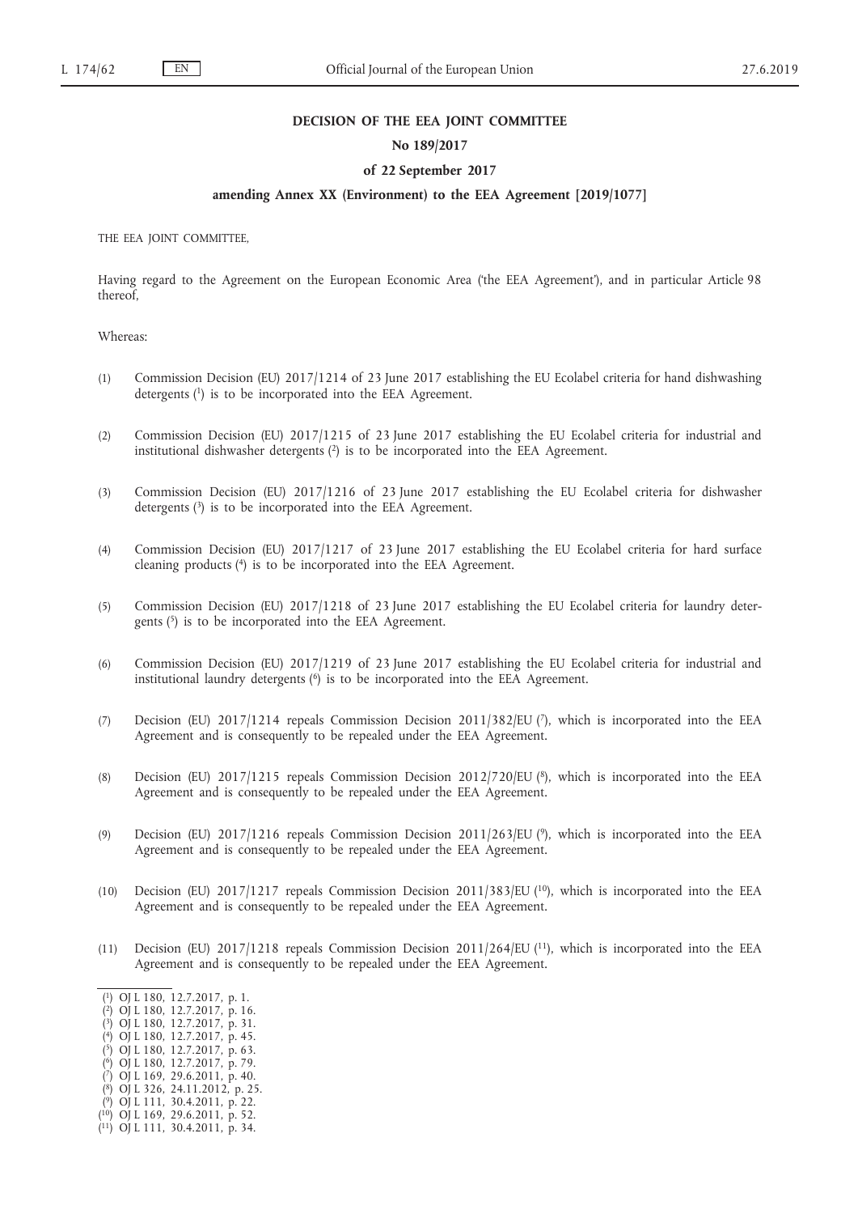**DECISION OF THE EEA JOINT COMMITTEE**

**No 189/2017**

**of 22 September 2017**

**amending Annex XX (Environment) to the EEA Agreement [2019/1077]**

THE EEA JOINT COMMITTEE,

Having regard to the Agreement on the European Economic Area ('the EEA Agreement'), and in particular Article 98 thereof,

Whereas:

(1) Commission Decision (EU) 2017/1214 of 23 June 2017 establishing the EU Ecolabel criteria for hand dishwashing detergents [1] is to be incorporated into the EEA Agreement.

(2) Commission Decision (EU) 2017/1215 of 23 June 2017 establishing the EU Ecolabel criteria for industrial and institutional dishwasher detergents [2] is to be incorporated into the EEA Agreement.

(3) Commission Decision (EU) 2017/1216 of 23 June 2017 establishing the EU Ecolabel criteria for dishwasher detergents [3] is to be incorporated into the EEA Agreement.

(4) Commission Decision (EU) 2017/1217 of 23 June 2017 establishing the EU Ecolabel criteria for hard surface cleaning products [4] is to be incorporated into the EEA Agreement.

(5) Commission Decision (EU) 2017/1218 of 23 June 2017 establishing the EU Ecolabel criteria for laundry detergents [5] is to be incorporated into the EEA Agreement.

(6) Commission Decision (EU) 2017/1219 of 23 June 2017 establishing the EU Ecolabel criteria for industrial and institutional laundry detergents [6] is to be incorporated into the EEA Agreement.

(7) Decision (EU) 2017/1214 repeals Commission Decision 2011/382/EU [7], which is incorporated into the EEA Agreement and is consequently to be repealed under the EEA Agreement.

(8) Decision (EU) 2017/1215 repeals Commission Decision 2012/720/EU [8], which is incorporated into the EEA Agreement and is consequently to be repealed under the EEA Agreement.

(9) Decision (EU) 2017/1216 repeals Commission Decision 2011/263/EU [9], which is incorporated into the EEA Agreement and is consequently to be repealed under the EEA Agreement.

(10) Decision (EU) 2017/1217 repeals Commission Decision 2011/383/EU [10], which is incorporated into the EEA Agreement and is consequently to be repealed under the EEA Agreement.

(11) Decision (EU) 2017/1218 repeals Commission Decision 2011/264/EU [11], which is incorporated into the EEA Agreement and is consequently to be repealed under the EEA Agreement.

---

[1] OJ L 180, 12.7.2017, p. 1.
[2] OJ L 180, 12.7.2017, p. 16.
[3] OJ L 180, 12.7.2017, p. 31.
[4] OJ L 180, 12.7.2017, p. 45.
[5] OJ L 180, 12.7.2017, p. 63.
[6] OJ L 180, 12.7.2017, p. 79.
[7] OJ L 169, 29.6.2011, p. 40.
[8] OJ L 326, 24.11.2012, p. 25.
[9] OJ L 111, 30.4.2011, p. 22.
[10] OJ L 169, 29.6.2011, p. 52.
[11] OJ L 111, 30.4.2011, p. 34.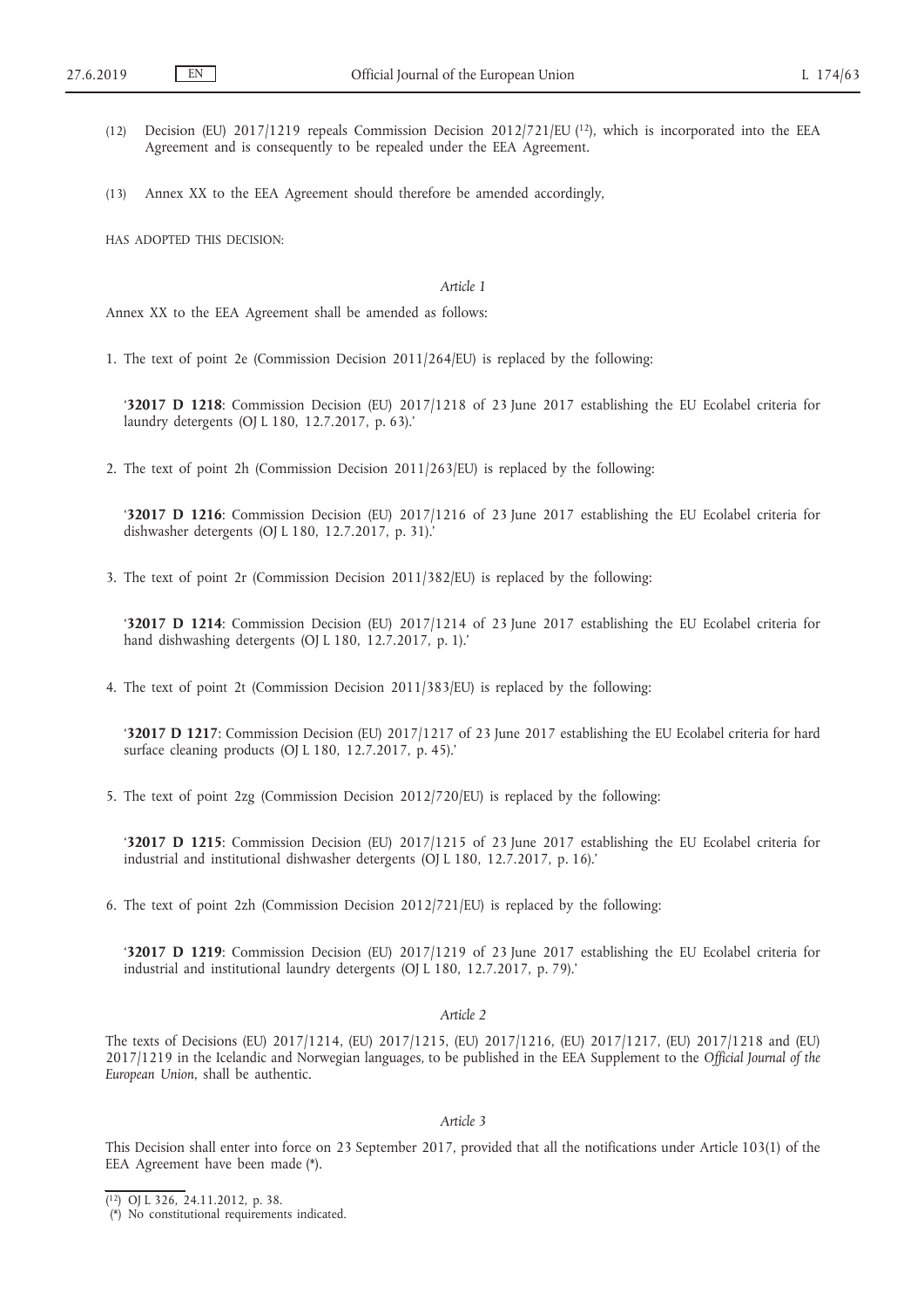(12) Decision (EU) 2017/1219 repeals Commission Decision 2012/721/EU [12], which is incorporated into the EEA Agreement and is consequently to be repealed under the EEA Agreement.

(13) Annex XX to the EEA Agreement should therefore be amended accordingly,

HAS ADOPTED THIS DECISION:

*Article 1*

Annex XX to the EEA Agreement shall be amended as follows:

1. The text of point 2e (Commission Decision 2011/264/EU) is replaced by the following:

   '**32017 D 1218**: Commission Decision (EU) 2017/1218 of 23 June 2017 establishing the EU Ecolabel criteria for laundry detergents (OJ L 180, 12.7.2017, p. 63).'

2. The text of point 2h (Commission Decision 2011/263/EU) is replaced by the following:

   '**32017 D 1216**: Commission Decision (EU) 2017/1216 of 23 June 2017 establishing the EU Ecolabel criteria for dishwasher detergents (OJ L 180, 12.7.2017, p. 31).'

3. The text of point 2r (Commission Decision 2011/382/EU) is replaced by the following:

   '**32017 D 1214**: Commission Decision (EU) 2017/1214 of 23 June 2017 establishing the EU Ecolabel criteria for hand dishwashing detergents (OJ L 180, 12.7.2017, p. 1).'

4. The text of point 2t (Commission Decision 2011/383/EU) is replaced by the following:

   '**32017 D 1217**: Commission Decision (EU) 2017/1217 of 23 June 2017 establishing the EU Ecolabel criteria for hard surface cleaning products (OJ L 180, 12.7.2017, p. 45).'

5. The text of point 2zg (Commission Decision 2012/720/EU) is replaced by the following:

   '**32017 D 1215**: Commission Decision (EU) 2017/1215 of 23 June 2017 establishing the EU Ecolabel criteria for industrial and institutional dishwasher detergents (OJ L 180, 12.7.2017, p. 16).'

6. The text of point 2zh (Commission Decision 2012/721/EU) is replaced by the following:

   '**32017 D 1219**: Commission Decision (EU) 2017/1219 of 23 June 2017 establishing the EU Ecolabel criteria for industrial and institutional laundry detergents (OJ L 180, 12.7.2017, p. 79).'

*Article 2*

The texts of Decisions (EU) 2017/1214, (EU) 2017/1215, (EU) 2017/1216, (EU) 2017/1217, (EU) 2017/1218 and (EU) 2017/1219 in the Icelandic and Norwegian languages, to be published in the EEA Supplement to the *Official Journal of the European Union*, shall be authentic.

*Article 3*

This Decision shall enter into force on 23 September 2017, provided that all the notifications under Article 103(1) of the EEA Agreement have been made (*).

---

[12] OJ L 326, 24.11.2012, p. 38.

(*) No constitutional requirements indicated.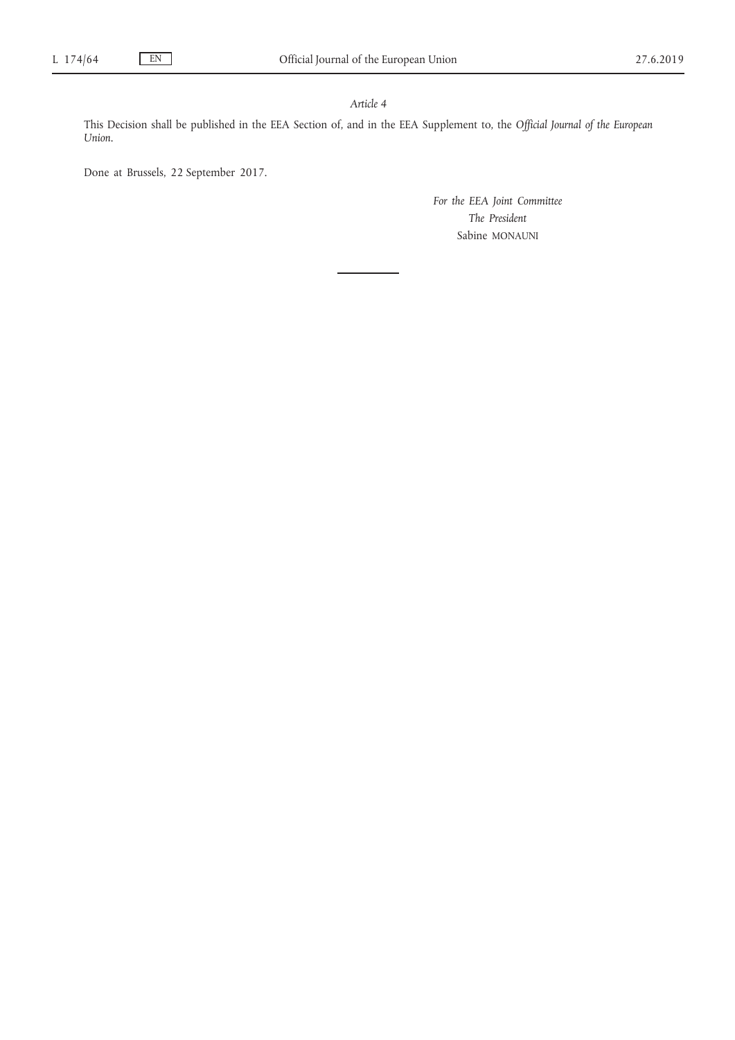*Article 4*

This Decision shall be published in the EEA Section of, and in the EEA Supplement to, the *Official Journal of the European Union*.

Done at Brussels, 22 September 2017.

*For the EEA Joint Committee*

*The President*

Sabine MONAUNI